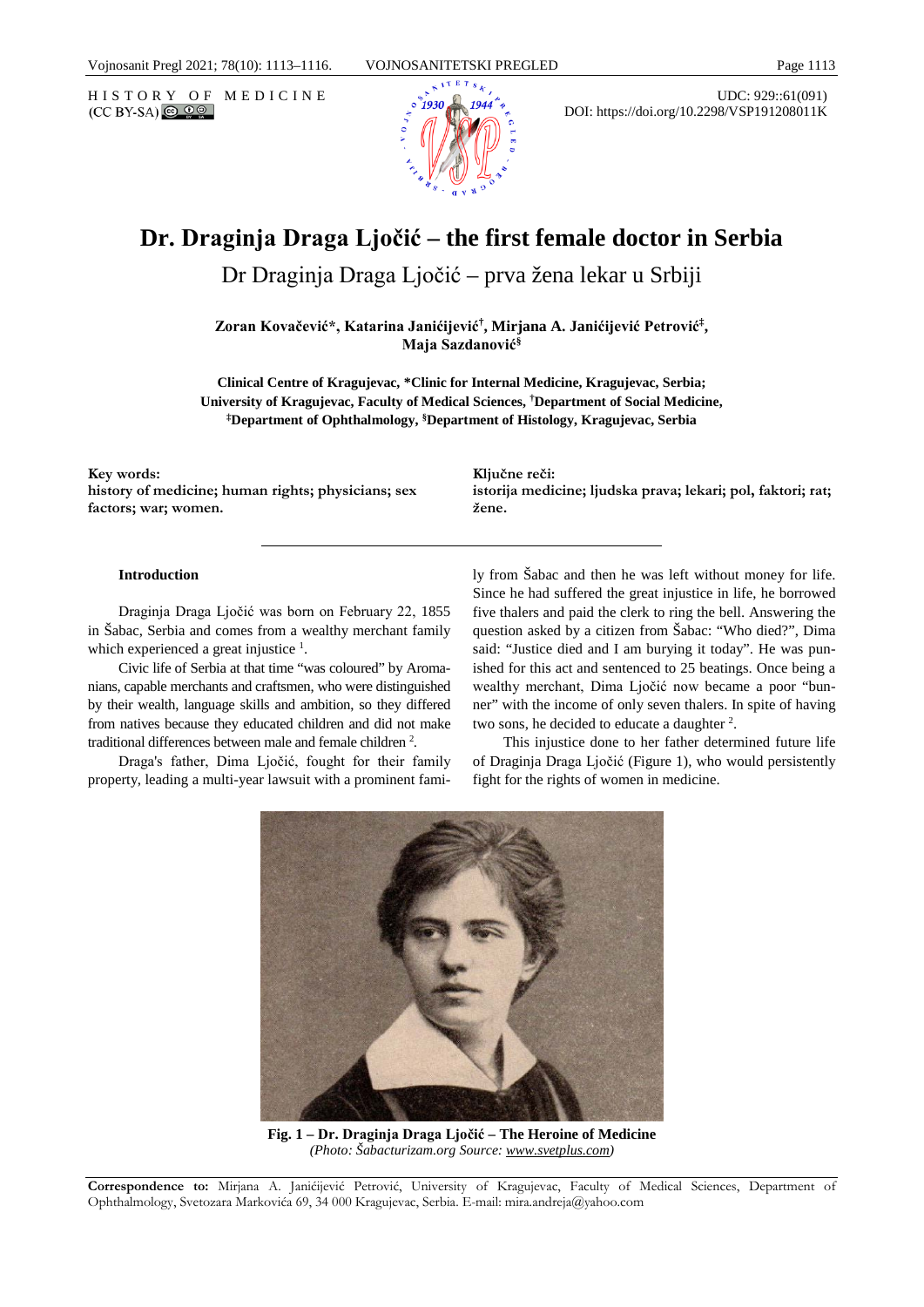HISTORY OF MEDICINE
(CC BY-SA)

UDC: 929::61(091)
DOI: https://doi.org/10.2298/VSP191208011K

# Dr. Draginja Draga Ljočić – the first female doctor in Serbia

## Dr Draginja Draga Ljočić – prva žena lekar u Srbiji

**Zoran Kovačević\*, Katarina Janićijević†, Mirjana A. Janićijević Petrović‡, Maja Sazdanović§**

**Clinical Centre of Kragujevac, \*Clinic for Internal Medicine, Kragujevac, Serbia; University of Kragujevac, Faculty of Medical Sciences, †Department of Social Medicine, ‡Department of Ophthalmology, §Department of Histology, Kragujevac, Serbia**

**Key words:**
**history of medicine; human rights; physicians; sex factors; war; women.**

**Ključne reči:**
**istorija medicine; ljudska prava; lekari; pol, faktori; rat; žene.**

### Introduction

Draginja Draga Ljočić was born on February 22, 1855 in Šabac, Serbia and comes from a wealthy merchant family which experienced a great injustice [1].

Civic life of Serbia at that time "was coloured" by Aromanians, capable merchants and craftsmen, who were distinguished by their wealth, language skills and ambition, so they differed from natives because they educated children and did not make traditional differences between male and female children [2].

Draga's father, Dima Ljočić, fought for their family property, leading a multi-year lawsuit with a prominent family from Šabac and then he was left without money for life. Since he had suffered the great injustice in life, he borrowed five thalers and paid the clerk to ring the bell. Answering the question asked by a citizen from Šabac: "Who died?", Dima said: "Justice died and I am burying it today". He was punished for this act and sentenced to 25 beatings. Once being a wealthy merchant, Dima Ljočić now became a poor "bunner" with the income of only seven thalers. In spite of having two sons, he decided to educate a daughter [2].

This injustice done to her father determined future life of Draginja Draga Ljočić (Figure 1), who would persistently fight for the rights of women in medicine.

**Fig. 1 – Dr. Draginja Draga Ljočić – The Heroine of Medicine**
*(Photo: Šabacturizam.org Source: www.svetplus.com)*

**Correspondence to:** Mirjana A. Janićijević Petrović, University of Kragujevac, Faculty of Medical Sciences, Department of Ophthalmology, Svetozara Markovića 69, 34 000 Kragujevac, Serbia. E-mail: mira.andreja@yahoo.com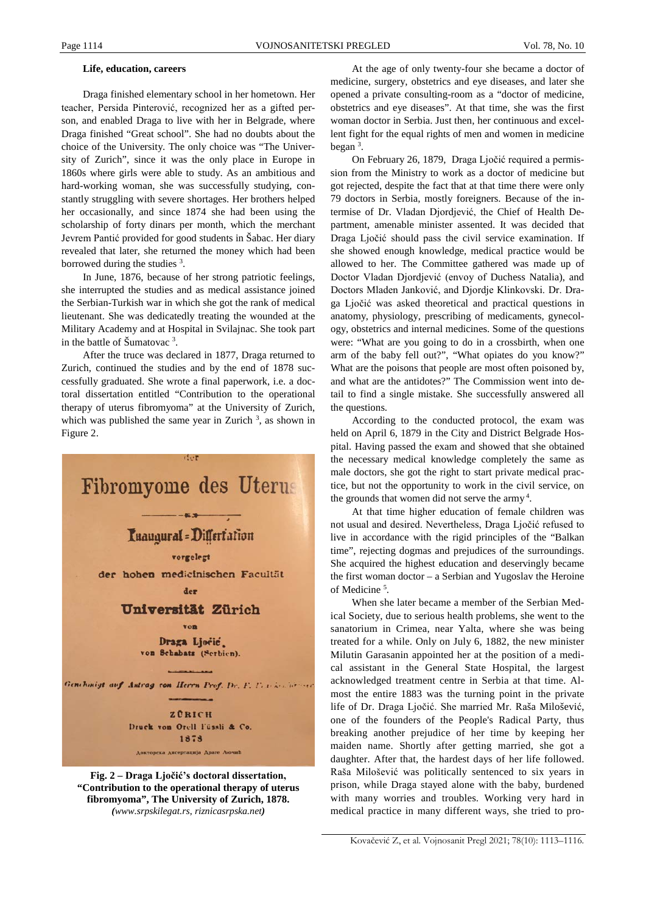### Life, education, careers

Draga finished elementary school in her hometown. Her teacher, Persida Pinterović, recognized her as a gifted person, and enabled Draga to live with her in Belgrade, where Draga finished "Great school". She had no doubts about the choice of the University. The only choice was "The University of Zurich", since it was the only place in Europe in 1860s where girls were able to study. As an ambitious and hard-working woman, she was successfully studying, constantly struggling with severe shortages. Her brothers helped her occasionally, and since 1874 she had been using the scholarship of forty dinars per month, which the merchant Jevrem Pantić provided for good students in Šabac. Her diary revealed that later, she returned the money which had been borrowed during the studies [3].

In June, 1876, because of her strong patriotic feelings, she interrupted the studies and as medical assistance joined the Serbian-Turkish war in which she got the rank of medical lieutenant. She was dedicatedly treating the wounded at the Military Academy and at Hospital in Svilajnac. She took part in the battle of Šumatovac [3].

After the truce was declared in 1877, Draga returned to Zurich, continued the studies and by the end of 1878 successfully graduated. She wrote a final paperwork, i.e. a doctoral dissertation entitled "Contribution to the operational therapy of uterus fibromyoma" at the University of Zurich, which was published the same year in Zurich [3], as shown in Figure 2.

**Fig. 2 – Draga Ljočić's doctoral dissertation, "Contribution to the operational therapy of uterus fibromyoma", The University of Zurich, 1878.** *(www.srpskilegat.rs, riznicasrpska.net)*

At the age of only twenty-four she became a doctor of medicine, surgery, obstetrics and eye diseases, and later she opened a private consulting-room as a "doctor of medicine, obstetrics and eye diseases". At that time, she was the first woman doctor in Serbia. Just then, her continuous and excellent fight for the equal rights of men and women in medicine began [3].

On February 26, 1879, Draga Ljočić required a permission from the Ministry to work as a doctor of medicine but got rejected, despite the fact that at that time there were only 79 doctors in Serbia, mostly foreigners. Because of the intermise of Dr. Vladan Djordjević, the Chief of Health Department, amenable minister assented. It was decided that Draga Ljočić should pass the civil service examination. If she showed enough knowledge, medical practice would be allowed to her. The Committee gathered was made up of Doctor Vladan Djordjević (envoy of Duchess Natalia), and Doctors Mladen Janković, and Djordje Klinkovski. Dr. Draga Ljočić was asked theoretical and practical questions in anatomy, physiology, prescribing of medicaments, gynecology, obstetrics and internal medicines. Some of the questions were: "What are you going to do in a crossbirth, when one arm of the baby fell out?", "What opiates do you know?" What are the poisons that people are most often poisoned by, and what are the antidotes?" The Commission went into detail to find a single mistake. She successfully answered all the questions.

According to the conducted protocol, the exam was held on April 6, 1879 in the City and District Belgrade Hospital. Having passed the exam and showed that she obtained the necessary medical knowledge completely the same as male doctors, she got the right to start private medical practice, but not the opportunity to work in the civil service, on the grounds that women did not serve the army [4].

At that time higher education of female children was not usual and desired. Nevertheless, Draga Ljočić refused to live in accordance with the rigid principles of the "Balkan time", rejecting dogmas and prejudices of the surroundings. She acquired the highest education and deservingly became the first woman doctor – a Serbian and Yugoslav the Heroine of Medicine [5].

When she later became a member of the Serbian Medical Society, due to serious health problems, she went to the sanatorium in Crimea, near Yalta, where she was being treated for a while. Only on July 6, 1882, the new minister Milutin Garasanin appointed her at the position of a medical assistant in the General State Hospital, the largest acknowledged treatment centre in Serbia at that time. Almost the entire 1883 was the turning point in the private life of Dr. Draga Ljočić. She married Mr. Raša Milošević, one of the founders of the People's Radical Party, thus breaking another prejudice of her time by keeping her maiden name. Shortly after getting married, she got a daughter. After that, the hardest days of her life followed. Raša Milošević was politically sentenced to six years in prison, while Draga stayed alone with the baby, burdened with many worries and troubles. Working very hard in medical practice in many different ways, she tried to pro-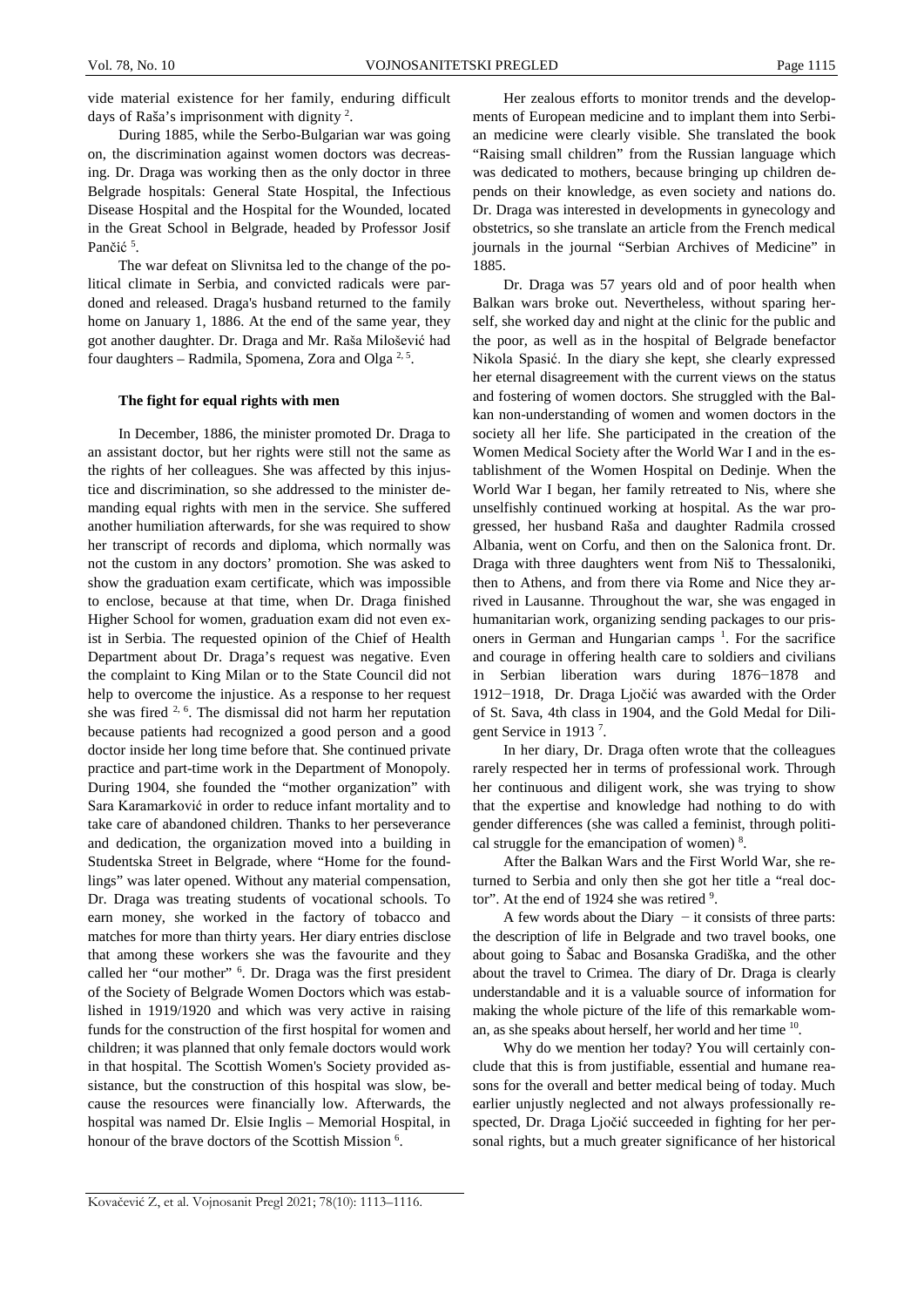vide material existence for her family, enduring difficult days of Raša's imprisonment with dignity [2].

During 1885, while the Serbo-Bulgarian war was going on, the discrimination against women doctors was decreasing. Dr. Draga was working then as the only doctor in three Belgrade hospitals: General State Hospital, the Infectious Disease Hospital and the Hospital for the Wounded, located in the Great School in Belgrade, headed by Professor Josif Pančić [5].

The war defeat on Slivnitsa led to the change of the political climate in Serbia, and convicted radicals were pardoned and released. Draga's husband returned to the family home on January 1, 1886. At the end of the same year, they got another daughter. Dr. Draga and Mr. Raša Milošević had four daughters – Radmila, Spomena, Zora and Olga [2, 5].

**The fight for equal rights with men**

In December, 1886, the minister promoted Dr. Draga to an assistant doctor, but her rights were still not the same as the rights of her colleagues. She was affected by this injustice and discrimination, so she addressed to the minister demanding equal rights with men in the service. She suffered another humiliation afterwards, for she was required to show her transcript of records and diploma, which normally was not the custom in any doctors' promotion. She was asked to show the graduation exam certificate, which was impossible to enclose, because at that time, when Dr. Draga finished Higher School for women, graduation exam did not even exist in Serbia. The requested opinion of the Chief of Health Department about Dr. Draga's request was negative. Even the complaint to King Milan or to the State Council did not help to overcome the injustice. As a response to her request she was fired [2, 6]. The dismissal did not harm her reputation because patients had recognized a good person and a good doctor inside her long time before that. She continued private practice and part-time work in the Department of Monopoly. During 1904, she founded the "mother organization" with Sara Karamarković in order to reduce infant mortality and to take care of abandoned children. Thanks to her perseverance and dedication, the organization moved into a building in Studentska Street in Belgrade, where "Home for the foundlings" was later opened. Without any material compensation, Dr. Draga was treating students of vocational schools. To earn money, she worked in the factory of tobacco and matches for more than thirty years. Her diary entries disclose that among these workers she was the favourite and they called her "our mother" [6]. Dr. Draga was the first president of the Society of Belgrade Women Doctors which was established in 1919/1920 and which was very active in raising funds for the construction of the first hospital for women and children; it was planned that only female doctors would work in that hospital. The Scottish Women's Society provided assistance, but the construction of this hospital was slow, because the resources were financially low. Afterwards, the hospital was named Dr. Elsie Inglis – Memorial Hospital, in honour of the brave doctors of the Scottish Mission [6].

Her zealous efforts to monitor trends and the developments of European medicine and to implant them into Serbian medicine were clearly visible. She translated the book "Raising small children" from the Russian language which was dedicated to mothers, because bringing up children depends on their knowledge, as even society and nations do. Dr. Draga was interested in developments in gynecology and obstetrics, so she translate an article from the French medical journals in the journal "Serbian Archives of Medicine" in 1885.

Dr. Draga was 57 years old and of poor health when Balkan wars broke out. Nevertheless, without sparing herself, she worked day and night at the clinic for the public and the poor, as well as in the hospital of Belgrade benefactor Nikola Spasić. In the diary she kept, she clearly expressed her eternal disagreement with the current views on the status and fostering of women doctors. She struggled with the Balkan non-understanding of women and women doctors in the society all her life. She participated in the creation of the Women Medical Society after the World War I and in the establishment of the Women Hospital on Dedinje. When the World War I began, her family retreated to Nis, where she unselfishly continued working at hospital. As the war progressed, her husband Raša and daughter Radmila crossed Albania, went on Corfu, and then on the Salonica front. Dr. Draga with three daughters went from Niš to Thessaloniki, then to Athens, and from there via Rome and Nice they arrived in Lausanne. Throughout the war, she was engaged in humanitarian work, organizing sending packages to our prisoners in German and Hungarian camps [1]. For the sacrifice and courage in offering health care to soldiers and civilians in Serbian liberation wars during 1876−1878 and 1912−1918, Dr. Draga Ljočić was awarded with the Order of St. Sava, 4th class in 1904, and the Gold Medal for Diligent Service in 1913 [7].

In her diary, Dr. Draga often wrote that the colleagues rarely respected her in terms of professional work. Through her continuous and diligent work, she was trying to show that the expertise and knowledge had nothing to do with gender differences (she was called a feminist, through political struggle for the emancipation of women) [8].

After the Balkan Wars and the First World War, she returned to Serbia and only then she got her title a "real doctor". At the end of 1924 she was retired [9].

A few words about the Diary − it consists of three parts: the description of life in Belgrade and two travel books, one about going to Šabac and Bosanska Gradiška, and the other about the travel to Crimea. The diary of Dr. Draga is clearly understandable and it is a valuable source of information for making the whole picture of the life of this remarkable woman, as she speaks about herself, her world and her time [10].

Why do we mention her today? You will certainly conclude that this is from justifiable, essential and humane reasons for the overall and better medical being of today. Much earlier unjustly neglected and not always professionally respected, Dr. Draga Ljočić succeeded in fighting for her personal rights, but a much greater significance of her historical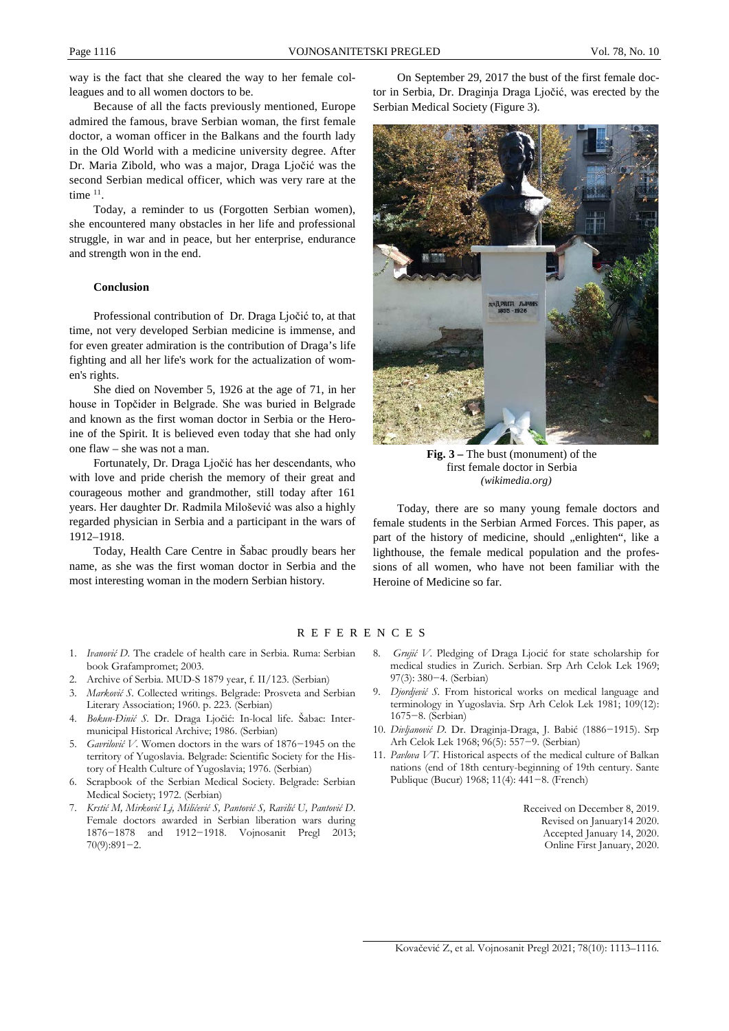way is the fact that she cleared the way to her female colleagues and to all women doctors to be.

Because of all the facts previously mentioned, Europe admired the famous, brave Serbian woman, the first female doctor, a woman officer in the Balkans and the fourth lady in the Old World with a medicine university degree. After Dr. Maria Zibold, who was a major, Draga Ljočić was the second Serbian medical officer, which was very rare at the time [11].

Today, a reminder to us (Forgotten Serbian women), she encountered many obstacles in her life and professional struggle, in war and in peace, but her enterprise, endurance and strength won in the end.

### Conclusion

Professional contribution of Dr. Draga Ljočić to, at that time, not very developed Serbian medicine is immense, and for even greater admiration is the contribution of Draga's life fighting and all her life's work for the actualization of women's rights.

She died on November 5, 1926 at the age of 71, in her house in Topčider in Belgrade. She was buried in Belgrade and known as the first woman doctor in Serbia or the Heroine of the Spirit. It is believed even today that she had only one flaw – she was not a man.

Fortunately, Dr. Draga Ljočić has her descendants, who with love and pride cherish the memory of their great and courageous mother and grandmother, still today after 161 years. Her daughter Dr. Radmila Milošević was also a highly regarded physician in Serbia and a participant in the wars of 1912–1918.

Today, Health Care Centre in Šabac proudly bears her name, as she was the first woman doctor in Serbia and the most interesting woman in the modern Serbian history.

On September 29, 2017 the bust of the first female doctor in Serbia, Dr. Draginja Draga Ljočić, was erected by the Serbian Medical Society (Figure 3).

**Fig. 3 –** The bust (monument) of the first female doctor in Serbia *(wikimedia.org)*

Today, there are so many young female doctors and female students in the Serbian Armed Forces. This paper, as part of the history of medicine, should „enlighten", like a lighthouse, the female medical population and the professions of all women, who have not been familiar with the Heroine of Medicine so far.

## REFERENCES

1. *Ivanović D.* The cradele of health care in Serbia. Ruma: Serbian book Grafampromet; 2003.
2. Archive of Serbia. MUD-S 1879 year, f. II/123. (Serbian)
3. *Marković S.* Collected writings. Belgrade: Prosveta and Serbian Literary Association; 1960. p. 223. (Serbian)
4. *Bokun-Đinić S.* Dr. Draga Ljočić: In-local life. Šabac: Inter-municipal Historical Archive; 1986. (Serbian)
5. *Gavrilović V.* Women doctors in the wars of 1876−1945 on the territory of Yugoslavia. Belgrade: Scientific Society for the History of Health Culture of Yugoslavia; 1976. (Serbian)
6. Scrapbook of the Serbian Medical Society. Belgrade: Serbian Medical Society; 1972. (Serbian)
7. *Krstić M, Mirković Lj, Milićević S, Pantović S, Ravilić U, Pantović D.* Female doctors awarded in Serbian liberation wars during 1876−1878 and 1912−1918. Vojnosanit Pregl 2013; 70(9):891−2.
8. *Grujić V.* Pledging of Draga Ljocić for state scholarship for medical studies in Zurich. Serbian. Srp Arh Celok Lek 1969; 97(3): 380−4. (Serbian)
9. *Djordjević S.* From historical works on medical language and terminology in Yugoslavia. Srp Arh Celok Lek 1981; 109(12): 1675−8. (Serbian)
10. *Divljanović D.* Dr. Draginja-Draga, J. Babić (1886−1915). Srp Arh Celok Lek 1968; 96(5): 557−9. (Serbian)
11. *Pavlova VT.* Historical aspects of the medical culture of Balkan nations (end of 18th century-beginning of 19th century. Sante Publique (Bucur) 1968; 11(4): 441−8. (French)

Received on December 8, 2019.
Revised on January14 2020.
Accepted January 14, 2020.
Online First January, 2020.